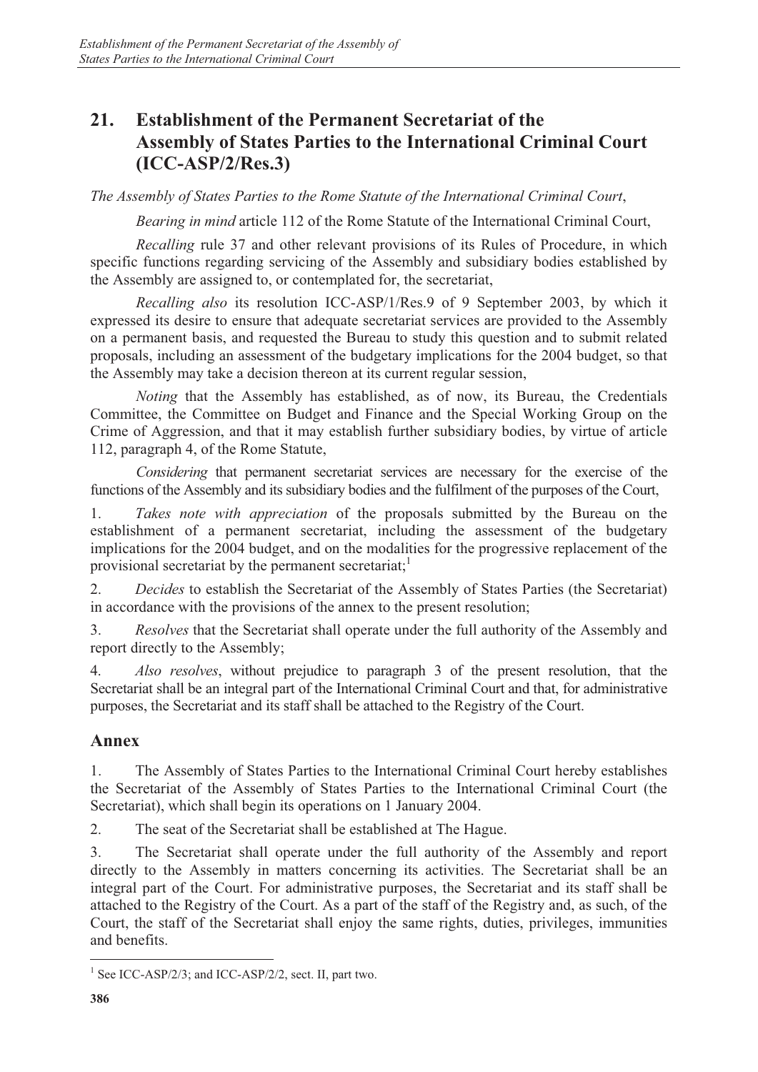## 21. Establishment of the Permanent Secretariat of the Assembly of States Parties to the International Criminal Court (ICC-ASP/2/Res.3)

*The Assembly of States Parties to the Rome Statute of the International Criminal Court*,

*Bearing in mind* article 112 of the Rome Statute of the International Criminal Court,

*Recalling* rule 37 and other relevant provisions of its Rules of Procedure, in which specific functions regarding servicing of the Assembly and subsidiary bodies established by the Assembly are assigned to, or contemplated for, the secretariat,

*Recalling also* its resolution ICC-ASP/1/Res.9 of 9 September 2003, by which it expressed its desire to ensure that adequate secretariat services are provided to the Assembly on a permanent basis, and requested the Bureau to study this question and to submit related proposals, including an assessment of the budgetary implications for the 2004 budget, so that the Assembly may take a decision thereon at its current regular session,

*Noting* that the Assembly has established, as of now, its Bureau, the Credentials Committee, the Committee on Budget and Finance and the Special Working Group on the Crime of Aggression, and that it may establish further subsidiary bodies, by virtue of article 112, paragraph 4, of the Rome Statute,

*Considering* that permanent secretariat services are necessary for the exercise of the functions of the Assembly and its subsidiary bodies and the fulfilment of the purposes of the Court,

1. *Takes note with appreciation* of the proposals submitted by the Bureau on the establishment of a permanent secretariat, including the assessment of the budgetary implications for the 2004 budget, and on the modalities for the progressive replacement of the provisional secretariat by the permanent secretariat;[1]

2. *Decides* to establish the Secretariat of the Assembly of States Parties (the Secretariat) in accordance with the provisions of the annex to the present resolution;

3. *Resolves* that the Secretariat shall operate under the full authority of the Assembly and report directly to the Assembly;

4. *Also resolves*, without prejudice to paragraph 3 of the present resolution, that the Secretariat shall be an integral part of the International Criminal Court and that, for administrative purposes, the Secretariat and its staff shall be attached to the Registry of the Court.

## Annex

1. The Assembly of States Parties to the International Criminal Court hereby establishes the Secretariat of the Assembly of States Parties to the International Criminal Court (the Secretariat), which shall begin its operations on 1 January 2004.

2. The seat of the Secretariat shall be established at The Hague.

3. The Secretariat shall operate under the full authority of the Assembly and report directly to the Assembly in matters concerning its activities. The Secretariat shall be an integral part of the Court. For administrative purposes, the Secretariat and its staff shall be attached to the Registry of the Court. As a part of the staff of the Registry and, as such, of the Court, the staff of the Secretariat shall enjoy the same rights, duties, privileges, immunities and benefits.

---

[1] See ICC-ASP/2/3; and ICC-ASP/2/2, sect. II, part two.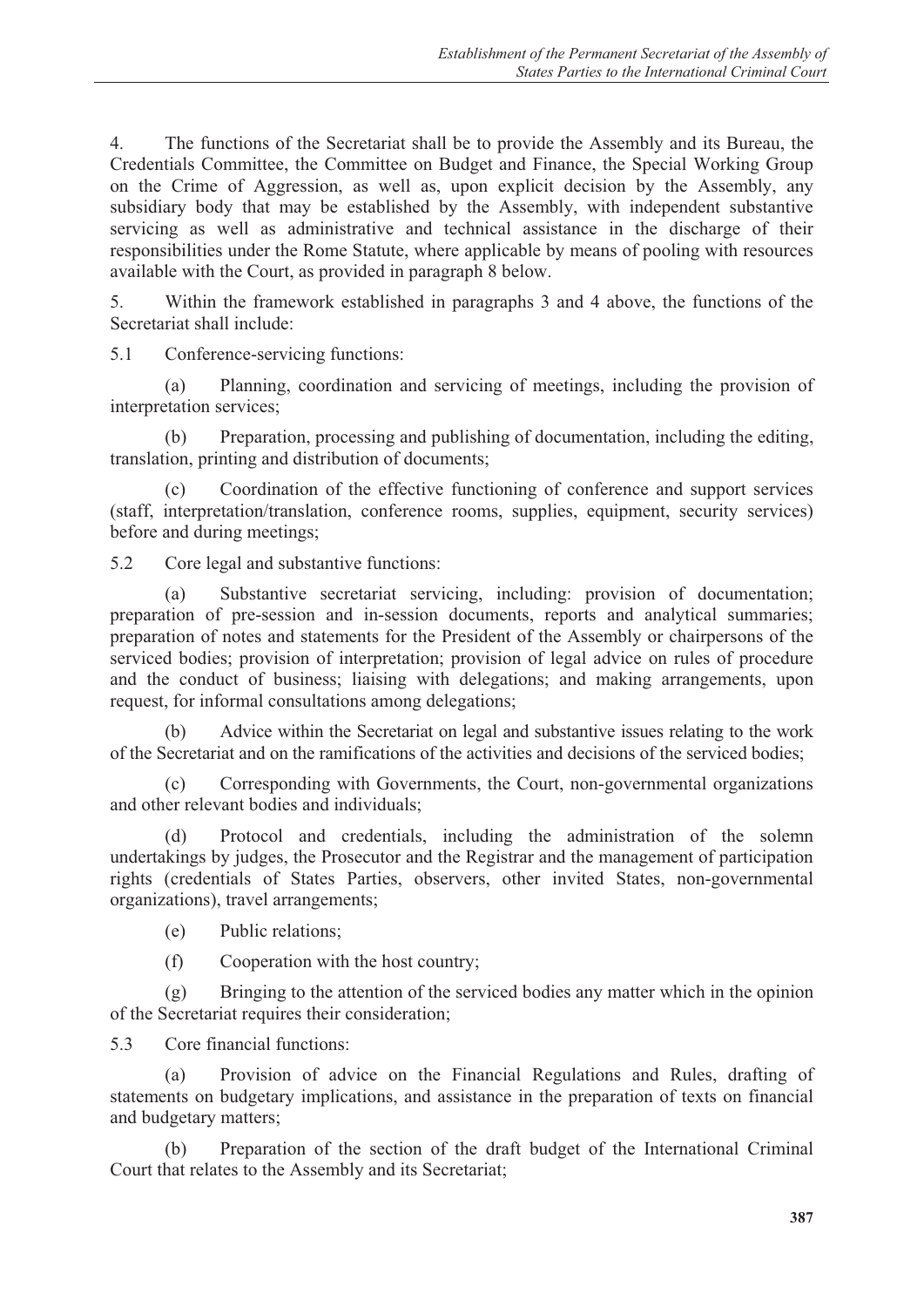4. The functions of the Secretariat shall be to provide the Assembly and its Bureau, the Credentials Committee, the Committee on Budget and Finance, the Special Working Group on the Crime of Aggression, as well as, upon explicit decision by the Assembly, any subsidiary body that may be established by the Assembly, with independent substantive servicing as well as administrative and technical assistance in the discharge of their responsibilities under the Rome Statute, where applicable by means of pooling with resources available with the Court, as provided in paragraph 8 below.

5. Within the framework established in paragraphs 3 and 4 above, the functions of the Secretariat shall include:

5.1 Conference-servicing functions:

(a) Planning, coordination and servicing of meetings, including the provision of interpretation services;

(b) Preparation, processing and publishing of documentation, including the editing, translation, printing and distribution of documents;

(c) Coordination of the effective functioning of conference and support services (staff, interpretation/translation, conference rooms, supplies, equipment, security services) before and during meetings;

5.2 Core legal and substantive functions:

(a) Substantive secretariat servicing, including: provision of documentation; preparation of pre-session and in-session documents, reports and analytical summaries; preparation of notes and statements for the President of the Assembly or chairpersons of the serviced bodies; provision of interpretation; provision of legal advice on rules of procedure and the conduct of business; liaising with delegations; and making arrangements, upon request, for informal consultations among delegations;

(b) Advice within the Secretariat on legal and substantive issues relating to the work of the Secretariat and on the ramifications of the activities and decisions of the serviced bodies;

(c) Corresponding with Governments, the Court, non-governmental organizations and other relevant bodies and individuals;

(d) Protocol and credentials, including the administration of the solemn undertakings by judges, the Prosecutor and the Registrar and the management of participation rights (credentials of States Parties, observers, other invited States, non-governmental organizations), travel arrangements;

(e) Public relations;

(f) Cooperation with the host country;

(g) Bringing to the attention of the serviced bodies any matter which in the opinion of the Secretariat requires their consideration;

5.3 Core financial functions:

(a) Provision of advice on the Financial Regulations and Rules, drafting of statements on budgetary implications, and assistance in the preparation of texts on financial and budgetary matters;

(b) Preparation of the section of the draft budget of the International Criminal Court that relates to the Assembly and its Secretariat;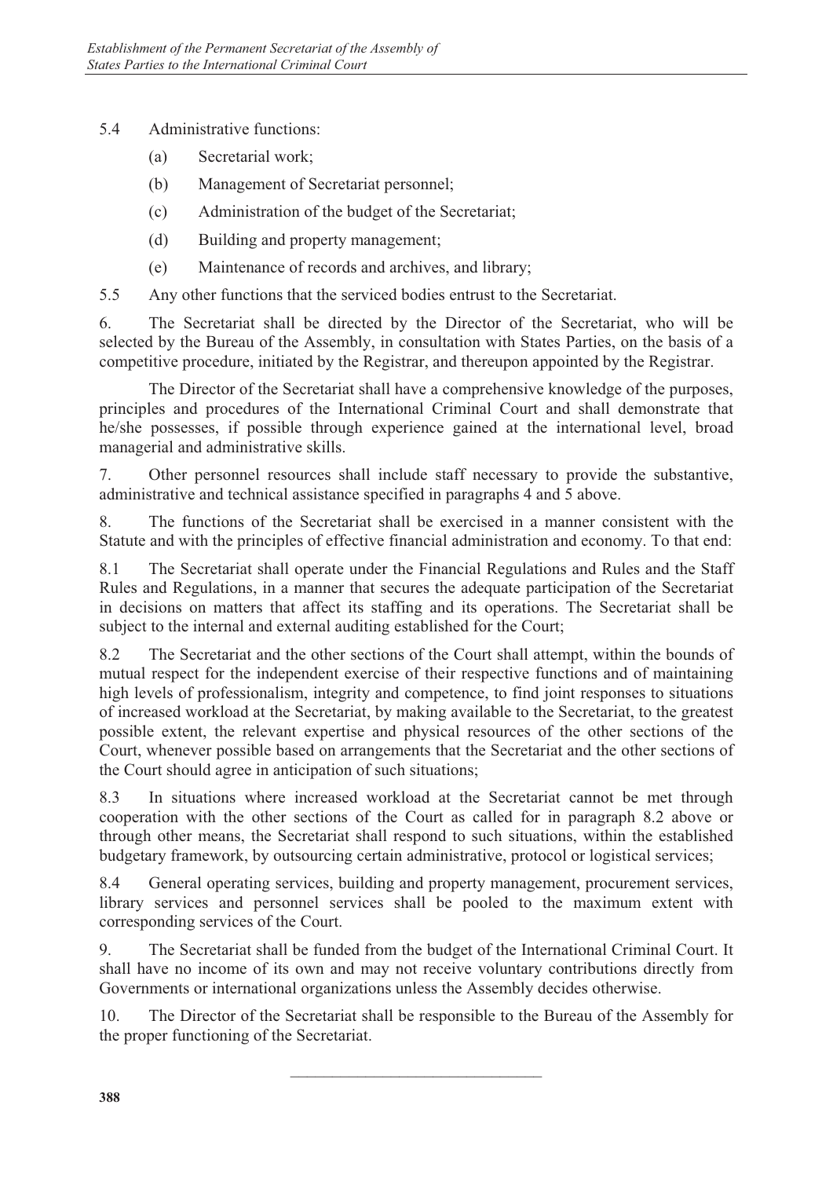5.4 Administrative functions:

(a) Secretarial work;

(b) Management of Secretariat personnel;

(c) Administration of the budget of the Secretariat;

(d) Building and property management;

(e) Maintenance of records and archives, and library;

5.5 Any other functions that the serviced bodies entrust to the Secretariat.

6. The Secretariat shall be directed by the Director of the Secretariat, who will be selected by the Bureau of the Assembly, in consultation with States Parties, on the basis of a competitive procedure, initiated by the Registrar, and thereupon appointed by the Registrar.

The Director of the Secretariat shall have a comprehensive knowledge of the purposes, principles and procedures of the International Criminal Court and shall demonstrate that he/she possesses, if possible through experience gained at the international level, broad managerial and administrative skills.

7. Other personnel resources shall include staff necessary to provide the substantive, administrative and technical assistance specified in paragraphs 4 and 5 above.

8. The functions of the Secretariat shall be exercised in a manner consistent with the Statute and with the principles of effective financial administration and economy. To that end:

8.1 The Secretariat shall operate under the Financial Regulations and Rules and the Staff Rules and Regulations, in a manner that secures the adequate participation of the Secretariat in decisions on matters that affect its staffing and its operations. The Secretariat shall be subject to the internal and external auditing established for the Court;

8.2 The Secretariat and the other sections of the Court shall attempt, within the bounds of mutual respect for the independent exercise of their respective functions and of maintaining high levels of professionalism, integrity and competence, to find joint responses to situations of increased workload at the Secretariat, by making available to the Secretariat, to the greatest possible extent, the relevant expertise and physical resources of the other sections of the Court, whenever possible based on arrangements that the Secretariat and the other sections of the Court should agree in anticipation of such situations;

8.3 In situations where increased workload at the Secretariat cannot be met through cooperation with the other sections of the Court as called for in paragraph 8.2 above or through other means, the Secretariat shall respond to such situations, within the established budgetary framework, by outsourcing certain administrative, protocol or logistical services;

8.4 General operating services, building and property management, procurement services, library services and personnel services shall be pooled to the maximum extent with corresponding services of the Court.

9. The Secretariat shall be funded from the budget of the International Criminal Court. It shall have no income of its own and may not receive voluntary contributions directly from Governments or international organizations unless the Assembly decides otherwise.

10. The Director of the Secretariat shall be responsible to the Bureau of the Assembly for the proper functioning of the Secretariat.

---